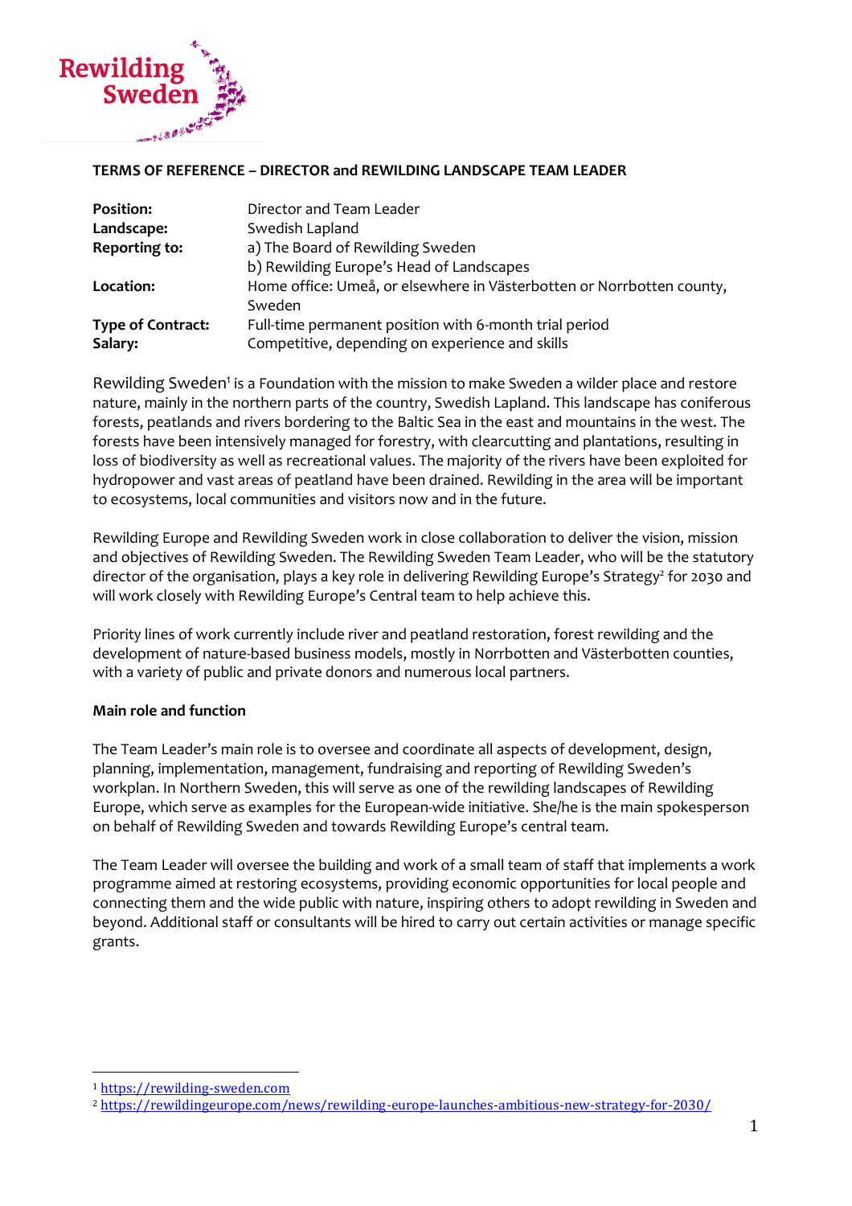Rewilding Sweden

**TERMS OF REFERENCE – DIRECTOR and REWILDING LANDSCAPE TEAM LEADER**

| | |
|---|---|
| **Position:** | Director and Team Leader |
| **Landscape:** | Swedish Lapland |
| **Reporting to:** | a) The Board of Rewilding Sweden<br>b) Rewilding Europe's Head of Landscapes |
| **Location:** | Home office: Umeå, or elsewhere in Västerbotten or Norrbotten county, Sweden |
| **Type of Contract:** | Full-time permanent position with 6-month trial period |
| **Salary:** | Competitive, depending on experience and skills |

Rewilding Sweden[1] is a Foundation with the mission to make Sweden a wilder place and restore nature, mainly in the northern parts of the country, Swedish Lapland. This landscape has coniferous forests, peatlands and rivers bordering to the Baltic Sea in the east and mountains in the west. The forests have been intensively managed for forestry, with clearcutting and plantations, resulting in loss of biodiversity as well as recreational values. The majority of the rivers have been exploited for hydropower and vast areas of peatland have been drained. Rewilding in the area will be important to ecosystems, local communities and visitors now and in the future.

Rewilding Europe and Rewilding Sweden work in close collaboration to deliver the vision, mission and objectives of Rewilding Sweden. The Rewilding Sweden Team Leader, who will be the statutory director of the organisation, plays a key role in delivering Rewilding Europe's Strategy[2] for 2030 and will work closely with Rewilding Europe's Central team to help achieve this.

Priority lines of work currently include river and peatland restoration, forest rewilding and the development of nature-based business models, mostly in Norrbotten and Västerbotten counties, with a variety of public and private donors and numerous local partners.

**Main role and function**

The Team Leader's main role is to oversee and coordinate all aspects of development, design, planning, implementation, management, fundraising and reporting of Rewilding Sweden's workplan. In Northern Sweden, this will serve as one of the rewilding landscapes of Rewilding Europe, which serve as examples for the European-wide initiative. She/he is the main spokesperson on behalf of Rewilding Sweden and towards Rewilding Europe's central team.

The Team Leader will oversee the building and work of a small team of staff that implements a work programme aimed at restoring ecosystems, providing economic opportunities for local people and connecting them and the wide public with nature, inspiring others to adopt rewilding in Sweden and beyond. Additional staff or consultants will be hired to carry out certain activities or manage specific grants.

---

[1] https://rewilding-sweden.com

[2] https://rewildingeurope.com/news/rewilding-europe-launches-ambitious-new-strategy-for-2030/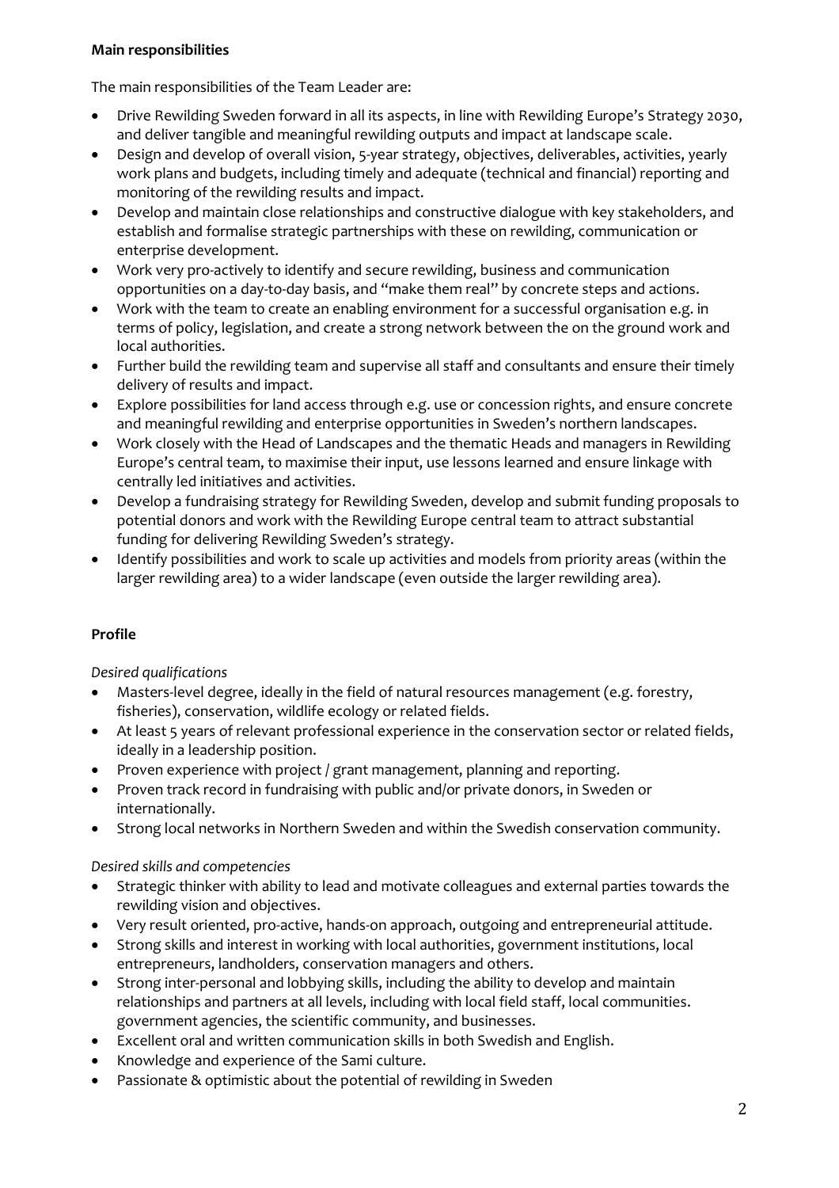**Main responsibilities**

The main responsibilities of the Team Leader are:

- Drive Rewilding Sweden forward in all its aspects, in line with Rewilding Europe's Strategy 2030, and deliver tangible and meaningful rewilding outputs and impact at landscape scale.
- Design and develop of overall vision, 5-year strategy, objectives, deliverables, activities, yearly work plans and budgets, including timely and adequate (technical and financial) reporting and monitoring of the rewilding results and impact.
- Develop and maintain close relationships and constructive dialogue with key stakeholders, and establish and formalise strategic partnerships with these on rewilding, communication or enterprise development.
- Work very pro-actively to identify and secure rewilding, business and communication opportunities on a day-to-day basis, and "make them real" by concrete steps and actions.
- Work with the team to create an enabling environment for a successful organisation e.g. in terms of policy, legislation, and create a strong network between the on the ground work and local authorities.
- Further build the rewilding team and supervise all staff and consultants and ensure their timely delivery of results and impact.
- Explore possibilities for land access through e.g. use or concession rights, and ensure concrete and meaningful rewilding and enterprise opportunities in Sweden's northern landscapes.
- Work closely with the Head of Landscapes and the thematic Heads and managers in Rewilding Europe's central team, to maximise their input, use lessons learned and ensure linkage with centrally led initiatives and activities.
- Develop a fundraising strategy for Rewilding Sweden, develop and submit funding proposals to potential donors and work with the Rewilding Europe central team to attract substantial funding for delivering Rewilding Sweden's strategy.
- Identify possibilities and work to scale up activities and models from priority areas (within the larger rewilding area) to a wider landscape (even outside the larger rewilding area).

**Profile**

*Desired qualifications*

- Masters-level degree, ideally in the field of natural resources management (e.g. forestry, fisheries), conservation, wildlife ecology or related fields.
- At least 5 years of relevant professional experience in the conservation sector or related fields, ideally in a leadership position.
- Proven experience with project / grant management, planning and reporting.
- Proven track record in fundraising with public and/or private donors, in Sweden or internationally.
- Strong local networks in Northern Sweden and within the Swedish conservation community.

*Desired skills and competencies*

- Strategic thinker with ability to lead and motivate colleagues and external parties towards the rewilding vision and objectives.
- Very result oriented, pro-active, hands-on approach, outgoing and entrepreneurial attitude.
- Strong skills and interest in working with local authorities, government institutions, local entrepreneurs, landholders, conservation managers and others.
- Strong inter-personal and lobbying skills, including the ability to develop and maintain relationships and partners at all levels, including with local field staff, local communities. government agencies, the scientific community, and businesses.
- Excellent oral and written communication skills in both Swedish and English.
- Knowledge and experience of the Sami culture.
- Passionate & optimistic about the potential of rewilding in Sweden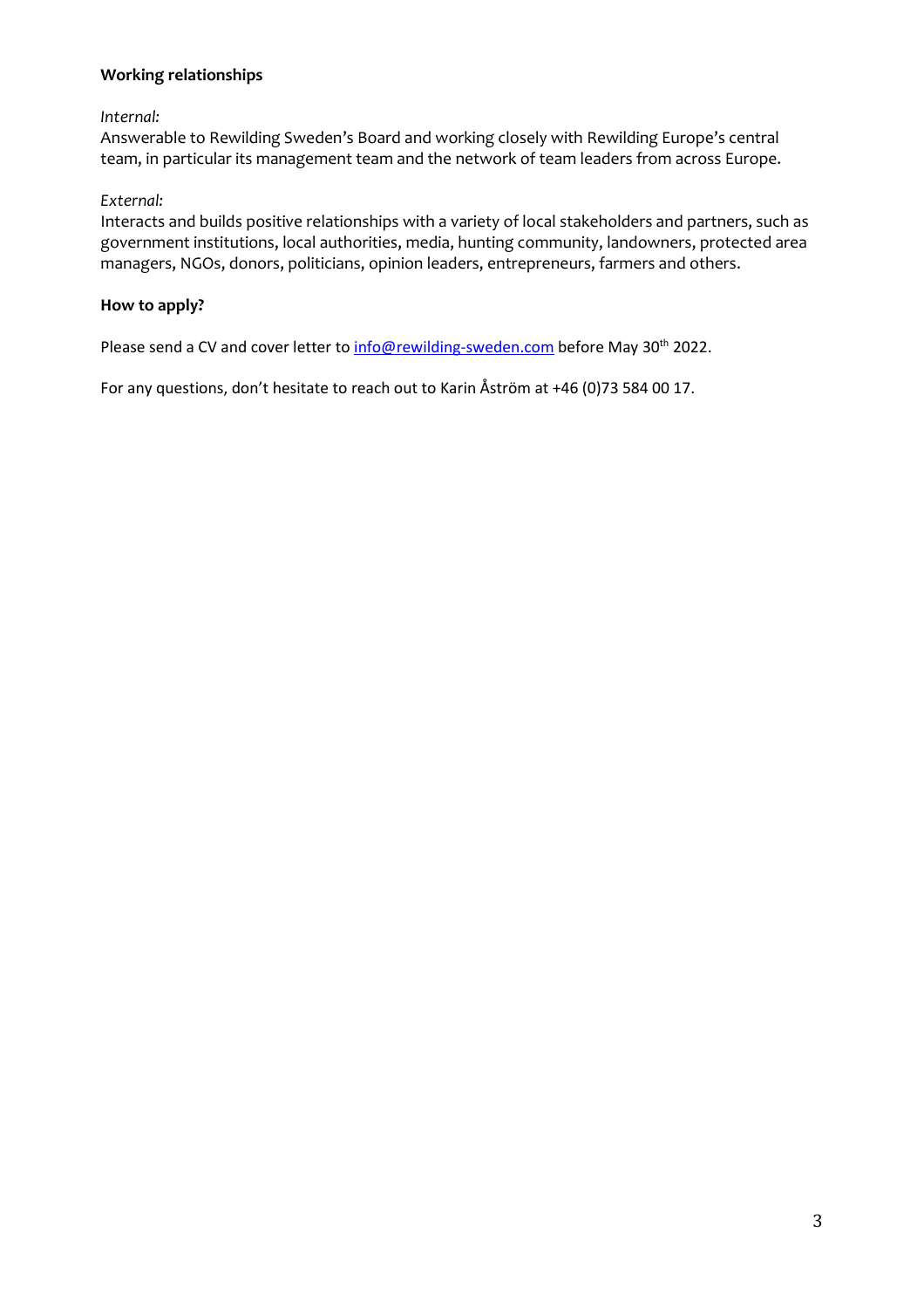**Working relationships**

*Internal:*
Answerable to Rewilding Sweden's Board and working closely with Rewilding Europe's central team, in particular its management team and the network of team leaders from across Europe.

*External:*
Interacts and builds positive relationships with a variety of local stakeholders and partners, such as government institutions, local authorities, media, hunting community, landowners, protected area managers, NGOs, donors, politicians, opinion leaders, entrepreneurs, farmers and others.

**How to apply?**

Please send a CV and cover letter to info@rewilding-sweden.com before May 30th 2022.

For any questions, don't hesitate to reach out to Karin Åström at +46 (0)73 584 00 17.